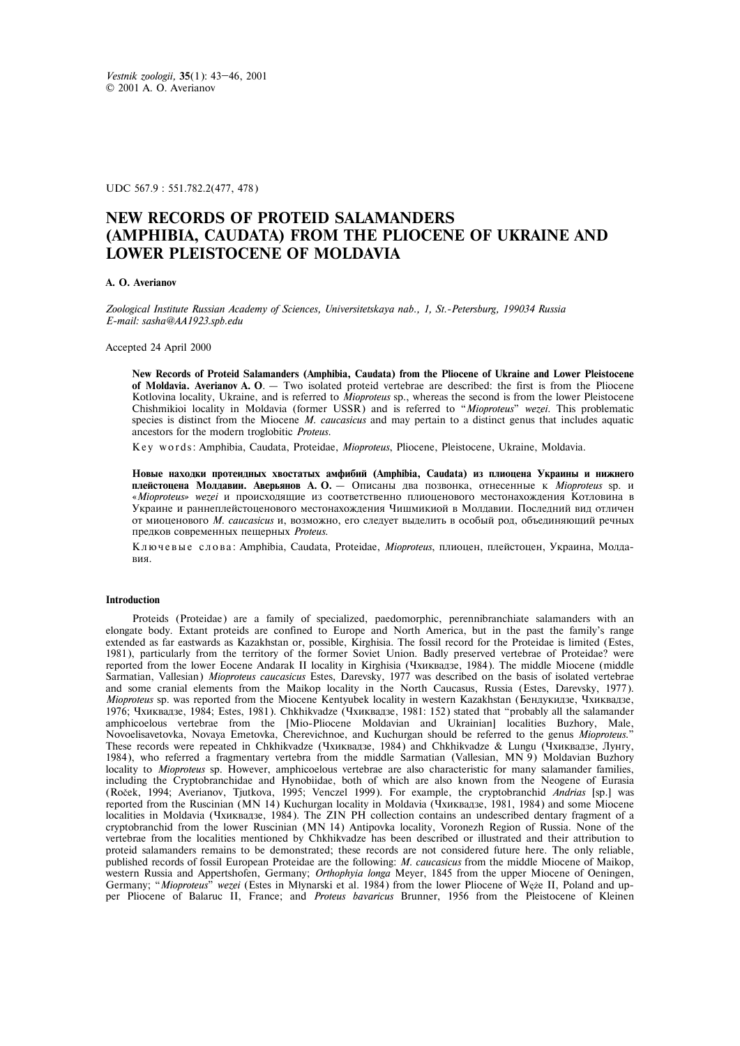*Vestnik zoologii*, **35**(1): 43–46, 2001
© 2001 A. O. Averianov

UDC 567.9 : 551.782.2(477, 478)

# NEW RECORDS OF PROTEID SALAMANDERS (AMPHIBIA, CAUDATA) FROM THE PLIOCENE OF UKRAINE AND LOWER PLEISTOCENE OF MOLDAVIA

**A. O. Averianov**

*Zoological Institute Russian Academy of Sciences, Universitetskaya nab., 1, St.-Petersburg, 199034 Russia*
*E-mail: sasha@AA1923.spb.edu*

Accepted 24 April 2000

**New Records of Proteid Salamanders (Amphibia, Caudata) from the Pliocene of Ukraine and Lower Pleistocene of Moldavia. Averianov A. O.** — Two isolated proteid vertebrae are described: the first is from the Pliocene Kotlovina locality, Ukraine, and is referred to *Mioproteus* sp., whereas the second is from the lower Pleistocene Chishmikioi locality in Moldavia (former USSR) and is referred to "*Mioproteus*" *wezei*. This problematic species is distinct from the Miocene *M. caucasicus* and may pertain to a distinct genus that includes aquatic ancestors for the modern troglobitic *Proteus*.

Key words: Amphibia, Caudata, Proteidae, *Mioproteus*, Pliocene, Pleistocene, Ukraine, Moldavia.

**Новые находки протеидных хвостатых амфибий (Amphibia, Caudata) из плиоцена Украины и нижнего плейстоцена Молдавии. Аверьянов А. О.** — Описаны два позвонка, отнесенные к *Mioproteus* sp. и «*Mioproteus*» *wezei* и происходящие из соответственно плиоценового местонахождения Котловина в Украине и раннеплейстоценового местонахождения Чишмикиой в Молдавии. Последний вид отличен от миоценового *M. caucasicus* и, возможно, его следует выделить в особый род, объединяющий речных предков современных пещерных *Proteus*.

Ключевые слова: Amphibia, Caudata, Proteidae, *Mioproteus*, плиоцен, плейстоцен, Украина, Молдавия.

## Introduction

Proteids (Proteidae) are a family of specialized, paedomorphic, perennibranchiate salamanders with an elongate body. Extant proteids are confined to Europe and North America, but in the past the family's range extended as far eastwards as Kazakhstan or, possible, Kirghisia. The fossil record for the Proteidae is limited (Estes, 1981), particularly from the territory of the former Soviet Union. Badly preserved vertebrae of Proteidae? were reported from the lower Eocene Andarak II locality in Kirghisia (Чхиквадзе, 1984). The middle Miocene (middle Sarmatian, Vallesian) *Mioproteus caucasicus* Estes, Darevsky, 1977 was described on the basis of isolated vertebrae and some cranial elements from the Maikop locality in the North Caucasus, Russia (Estes, Darevsky, 1977). *Mioproteus* sp. was reported from the Miocene Kentyubek locality in western Kazakhstan (Бендукидзе, Чхиквадзе, 1976; Чхиквадзе, 1984; Estes, 1981). Chkhikvadze (Чхиквадзе, 1981: 152) stated that "probably all the salamander amphicoelous vertebrae from the [Mio-Pliocene Moldavian and Ukrainian] localities Buzhory, Male, Novoelisavetovka, Novaya Emetovka, Cherevichnoe, and Kuchurgan should be referred to the genus *Mioproteus*." These records were repeated in Chkhikvadze (Чхиквадзе, 1984) and Chkhikvadze & Lungu (Чхиквадзе, Лунгу, 1984), who referred a fragmentary vertebra from the middle Sarmatian (Vallesian, MN 9) Moldavian Buzhory locality to *Mioproteus* sp. However, amphicoelous vertebrae are also characteristic for many salamander families, including the Cryptobranchidae and Hynobiidae, both of which are also known from the Neogene of Eurasia (Roček, 1994; Averianov, Tjutkova, 1995; Venczel 1999). For example, the cryptobranchid *Andrias* [sp.] was reported from the Ruscinian (MN 14) Kuchurgan locality in Moldavia (Чхиквадзе, 1981, 1984) and some Miocene localities in Moldavia (Чхиквадзе, 1984). The ZIN PH collection contains an undescribed dentary fragment of a cryptobranchid from the lower Ruscinian (MN 14) Antipovka locality, Voronezh Region of Russia. None of the vertebrae from the localities mentioned by Chkhikvadze has been described or illustrated and their attribution to proteid salamanders remains to be demonstrated; these records are not considered future here. The only reliable, published records of fossil European Proteidae are the following: *M. caucasicus* from the middle Miocene of Maikop, western Russia and Appertshofen, Germany; *Orthophyia longa* Meyer, 1845 from the upper Miocene of Oeningen, Germany; "*Mioproteus*" *wezei* (Estes in Młynarski et al. 1984) from the lower Pliocene of Węże II, Poland and upper Pliocene of Balaruc II, France; and *Proteus bavaricus* Brunner, 1956 from the Pleistocene of Kleinen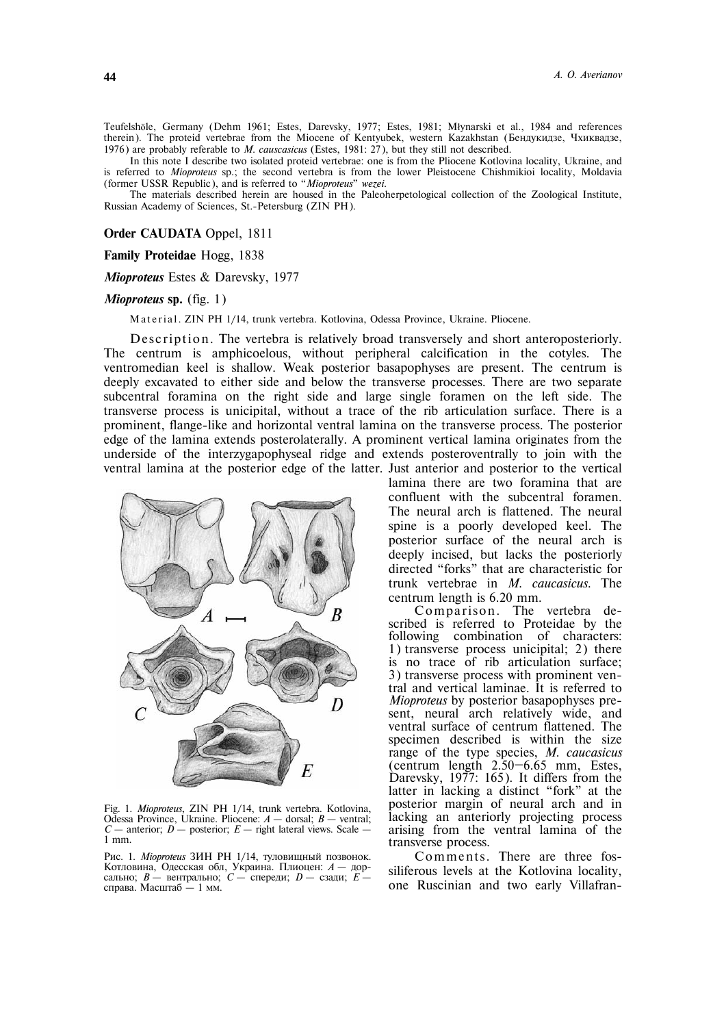Teufelshöle, Germany (Dehm 1961; Estes, Darevsky, 1977; Estes, 1981; Młynarski et al., 1984 and references therein). The proteid vertebrae from the Miocene of Kentyubek, western Kazakhstan (Бендукидзе, Чхиквадзе, 1976) are probably referable to *M. causcasicus* (Estes, 1981: 27), but they still not described.

In this note I describe two isolated proteid vertebrae: one is from the Pliocene Kotlovina locality, Ukraine, and is referred to *Mioproteus* sp.; the second vertebra is from the lower Pleistocene Chishmikioi locality, Moldavia (former USSR Republic), and is referred to "*Mioproteus*" *wezei*.

The materials described herein are housed in the Paleoherpetological collection of the Zoological Institute, Russian Academy of Sciences, St.-Petersburg (ZIN PH).

**Order CAUDATA** Oppel, 1811

**Family Proteidae** Hogg, 1838

***Mioproteus*** Estes & Darevsky, 1977

***Mioproteus* sp.** (fig. 1)

Material. ZIN PH 1/14, trunk vertebra. Kotlovina, Odessa Province, Ukraine. Pliocene.

Description. The vertebra is relatively broad transversely and short anteroposteriorly. The centrum is amphicoelous, without peripheral calcification in the cotyles. The ventromedian keel is shallow. Weak posterior basapophyses are present. The centrum is deeply excavated to either side and below the transverse processes. There are two separate subcentral foramina on the right side and large single foramen on the left side. The transverse process is unicipital, without a trace of the rib articulation surface. There is a prominent, flange-like and horizontal ventral lamina on the transverse process. The posterior edge of the lamina extends posterolaterally. A prominent vertical lamina originates from the underside of the interzygapophyseal ridge and extends posteroventrally to join with the ventral lamina at the posterior edge of the latter. Just anterior and posterior to the vertical lamina there are two foramina that are confluent with the subcentral foramen. The neural arch is flattened. The neural spine is a poorly developed keel. The posterior surface of the neural arch is deeply incised, but lacks the posteriorly directed "forks" that are characteristic for trunk vertebrae in *M. caucasicus*. The centrum length is 6.20 mm.

Fig. 1. *Mioproteus*, ZIN PH 1/14, trunk vertebra. Kotlovina, Odessa Province, Ukraine. Pliocene: *A* — dorsal; *B* — ventral; *C* — anterior; *D* — posterior; *E* — right lateral views. Scale — 1 mm.

Рис. 1. *Mioproteus* ЗИН PH 1/14, туловищный позвонок. Котловина, Одесская обл, Украина. Плиоцен: *A* — дорсально; *B* — вентрально; *C* — спереди; *D* — сзади; *E* — справа. Масштаб — 1 мм.

Comparison. The vertebra described is referred to Proteidae by the following combination of characters: 1) transverse process unicipital; 2) there is no trace of rib articulation surface; 3) transverse process with prominent ventral and vertical laminae. It is referred to *Mioproteus* by posterior basapophyses present, neural arch relatively wide, and ventral surface of centrum flattened. The specimen described is within the size range of the type species, *M. caucasicus* (centrum length 2.50–6.65 mm, Estes, Darevsky, 1977: 165). It differs from the latter in lacking a distinct "fork" at the posterior margin of neural arch and in lacking an anteriorly projecting process arising from the ventral lamina of the transverse process.

Comments. There are three fossiliferous levels at the Kotlovina locality, one Ruscinian and two early Villafran-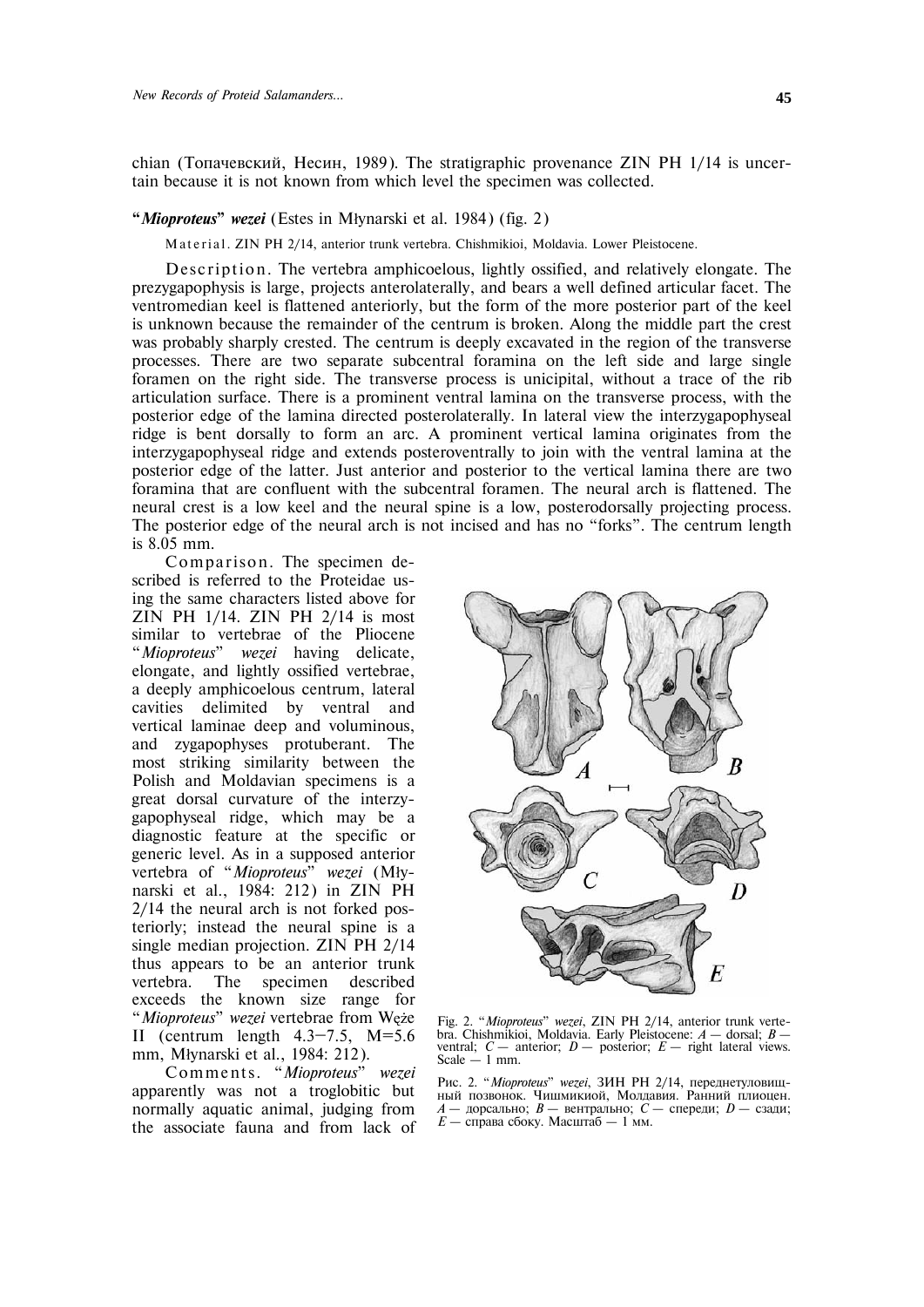chian (Топачевский, Несин, 1989). The stratigraphic provenance ZIN PH 1/14 is uncertain because it is not known from which level the specimen was collected.

### "*Mioproteus*" *wezei* (Estes in Młynarski et al. 1984) (fig. 2)

Material. ZIN PH 2/14, anterior trunk vertebra. Chishmikioi, Moldavia. Lower Pleistocene.

Description. The vertebra amphicoelous, lightly ossified, and relatively elongate. The prezygapophysis is large, projects anterolaterally, and bears a well defined articular facet. The ventromedian keel is flattened anteriorly, but the form of the more posterior part of the keel is unknown because the remainder of the centrum is broken. Along the middle part the crest was probably sharply crested. The centrum is deeply excavated in the region of the transverse processes. There are two separate subcentral foramina on the left side and large single foramen on the right side. The transverse process is unicipital, without a trace of the rib articulation surface. There is a prominent ventral lamina on the transverse process, with the posterior edge of the lamina directed posterolaterally. In lateral view the interzygapophyseal ridge is bent dorsally to form an arc. A prominent vertical lamina originates from the interzygapophyseal ridge and extends posteroventrally to join with the ventral lamina at the posterior edge of the latter. Just anterior and posterior to the vertical lamina there are two foramina that are confluent with the subcentral foramen. The neural arch is flattened. The neural crest is a low keel and the neural spine is a low, posterodorsally projecting process. The posterior edge of the neural arch is not incised and has no "forks". The centrum length is 8.05 mm.

Comparison. The specimen described is referred to the Proteidae using the same characters listed above for ZIN PH 1/14. ZIN PH 2/14 is most similar to vertebrae of the Pliocene "*Mioproteus*" *wezei* having delicate, elongate, and lightly ossified vertebrae, a deeply amphicoelous centrum, lateral cavities delimited by ventral and vertical laminae deep and voluminous, and zygapophyses protuberant. The most striking similarity between the Polish and Moldavian specimens is a great dorsal curvature of the interzygapophyseal ridge, which may be a diagnostic feature at the specific or generic level. As in a supposed anterior vertebra of "*Mioproteus*" *wezei* (Młynarski et al., 1984: 212) in ZIN PH 2/14 the neural arch is not forked posteriorly; instead the neural spine is a single median projection. ZIN PH 2/14 thus appears to be an anterior trunk vertebra. The specimen described exceeds the known size range for "*Mioproteus*" *wezei* vertebrae from Węże II (centrum length 4.3–7.5, M=5.6 mm, Młynarski et al., 1984: 212).

Comments. "*Mioproteus*" *wezei* apparently was not a troglobitic but normally aquatic animal, judging from the associate fauna and from lack of

Fig. 2. "*Mioproteus*" *wezei*, ZIN PH 2/14, anterior trunk vertebra. Chishmikioi, Moldavia. Early Pleistocene: *A* — dorsal; *B* — ventral; *C* — anterior; *D* — posterior; *E* — right lateral views. Scale — 1 mm.

Рис. 2. "*Mioproteus*" *wezei*, ЗИН РН 2/14, переднетуловищный позвонок. Чишмикиой, Молдавия. Ранний плиоцен. *A* — дорсально; *B* — вентрально; *C* — спереди; *D* — сзади; *E* — справа сбоку. Масштаб — 1 мм.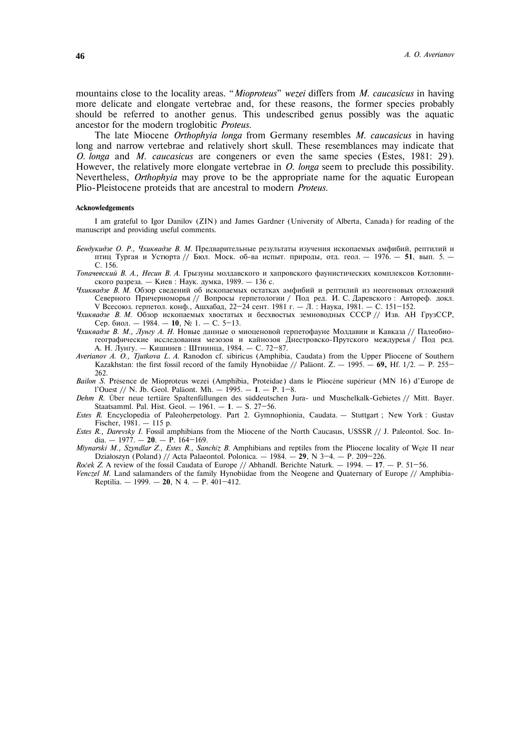mountains close to the locality areas. "*Mioproteus*" *wezei* differs from *M. caucasicus* in having more delicate and elongate vertebrae and, for these reasons, the former species probably should be referred to another genus. This undescribed genus possibly was the aquatic ancestor for the modern troglobitic *Proteus*.

The late Miocene *Orthophyia longa* from Germany resembles *M. caucasicus* in having long and narrow vertebrae and relatively short skull. These resemblances may indicate that *O. longa* and *M. caucasicus* are congeners or even the same species (Estes, 1981: 29). However, the relatively more elongate vertebrae in *O. longa* seem to preclude this possibility. Nevertheless, *Orthophyia* may prove to be the appropriate name for the aquatic European Plio-Pleistocene proteids that are ancestral to modern *Proteus*.

#### Acknowledgements

I am grateful to Igor Danilov (ZIN) and James Gardner (University of Alberta, Canada) for reading of the manuscript and providing useful comments.

*Бендукидзе О. Р., Чхиквадзе В. М.* Предварительные результаты изучения ископаемых амфибий, рептилий и птиц Тургая и Устюрта // Бюл. Моск. об-ва испыт. природы, отд. геол. — 1976. — **51**, вып. 5. — С. 156.

*Топачевский В. А., Несин В. А.* Грызуны молдавского и хапровского фаунистических комплексов Котловинского разреза. — Киев : Наук. думка, 1989. — 136 с.

*Чхиквадзе В. М.* Обзор сведений об ископаемых остатках амфибий и рептилий из неогеновых отложений Северного Причерноморья // Вопросы герпетологии / Под ред. И. С. Даревского : Автореф. докл. V Всесоюз. герпетол. конф., Ашхабад, 22—24 сент. 1981 г. — Л. : Наука, 1981. — С. 151—152.

*Чхиквадзе В. М.* Обзор ископаемых хвостатых и бесхвостых земноводных СССР // Изв. АН ГрузССР, Сер. биол. — 1984. — **10**, № 1. — С. 5—13.

*Чхиквадзе В. М., Лунгу А. Н.* Новые данные о миоценовой герпетофауне Молдавии и Кавказа // Палеобиогеографические исследования мезозоя и кайнозоя Днестровско-Прутского междуречья / Под ред. А. Н. Лунгу. — Кишинев : Штиинца, 1984. — С. 72—87.

*Averianov A. O., Tjutkova L. A.* Ranodon cf. sibiricus (Amphibia, Caudata) from the Upper Pliocene of Southern Kazakhstan: the first fossil record of the family Hynobiidae // Paläont. Z. — 1995. — **69,** Hf. 1/2. — P. 255—262.

*Bailon S.* Présence de Mioproteus wezei (Amphibia, Proteidae) dans le Pliocène supérieur (MN 16) d'Europe de l'Ouest // N. Jb. Geol. Paläont. Mh. — 1995. — **1**. — P. 1—8.

*Dehm R.* Über neue tertiäre Spaltenfüllungen des süddeutschen Jura- und Muschelkalk-Gebietes // Mitt. Bayer. Staatsamml. Pal. Hist. Geol. — 1961. — **1**. — S. 27—56.

*Estes R.* Encyclopedia of Paleoherpetology. Part 2. Gymnophionia, Caudata. — Stuttgart ; New York : Gustav Fischer, 1981. — 115 p.

*Estes R., Darevsky I.* Fossil amphibians from the Miocene of the North Caucasus, USSSR // J. Paleontol. Soc. India. — 1977. — **20**. — P. 164—169.

*Młynarski M., Szyndlar Z., Estes R., Sanchíz B.* Amphibians and reptiles from the Pliocene locality of Węże II near Działoszyn (Poland) // Acta Palaeontol. Polonica. — 1984. — **29**, N 3—4. — P. 209—226.

*Roček Z.* A review of the fossil Caudata of Europe // Abhandl. Berichte Naturk. — 1994. — **17**. — P. 51—56.

*Venczel M.* Land salamanders of the family Hynobiidae from the Neogene and Quaternary of Europe // Amphibia-Reptilia. — 1999. — **20**, N 4. — P. 401—412.